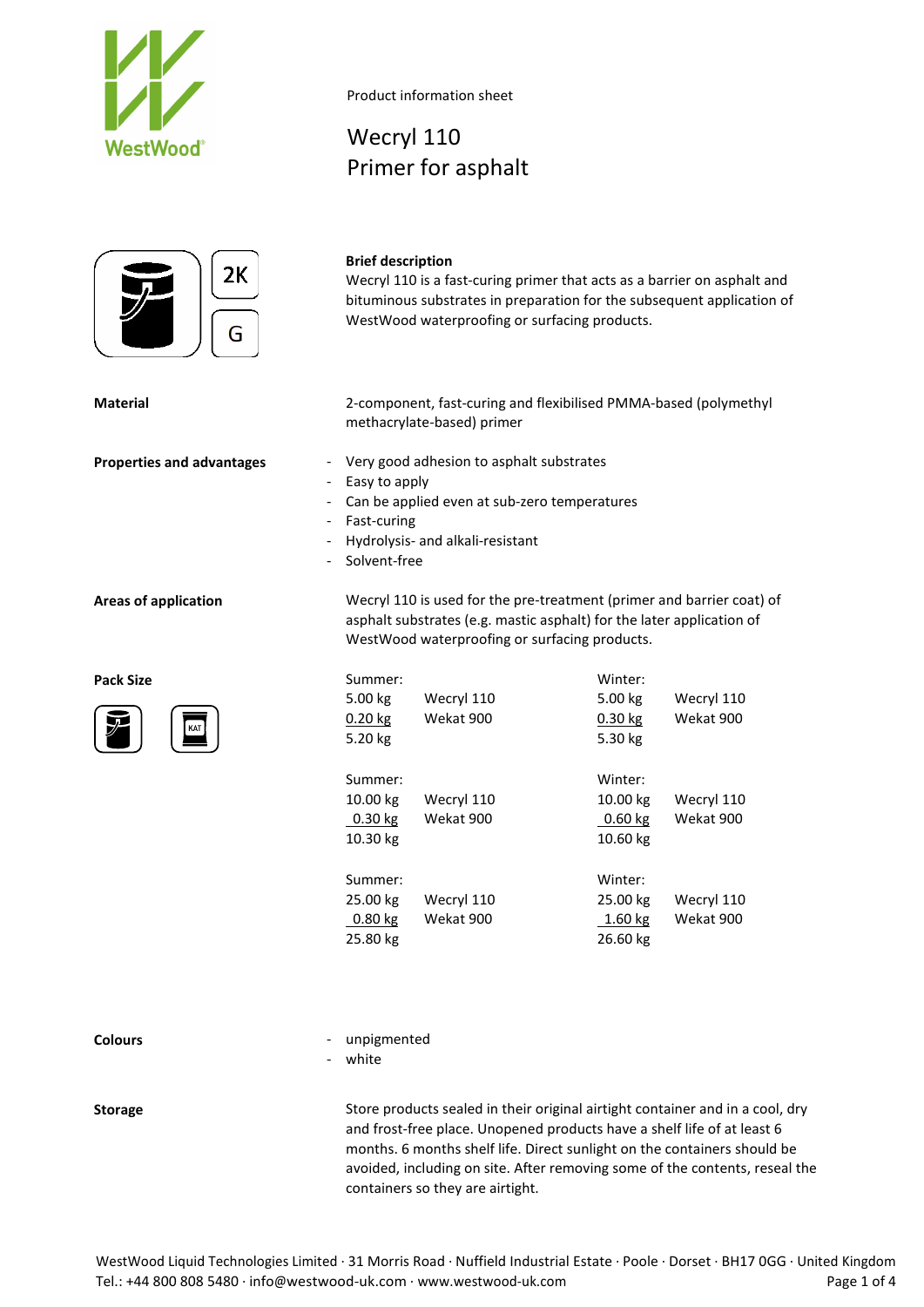Product information sheet

# Wecryl 110
# Primer for asphalt

2K

G

**Brief description**

Wecryl 110 is a fast-curing primer that acts as a barrier on asphalt and bituminous substrates in preparation for the subsequent application of WestWood waterproofing or surfacing products.

**Material**

2-component, fast-curing and flexibilised PMMA-based (polymethyl methacrylate-based) primer

**Properties and advantages**

- Very good adhesion to asphalt substrates
- Easy to apply
- Can be applied even at sub-zero temperatures
- Fast-curing
- Hydrolysis- and alkali-resistant
- Solvent-free

**Areas of application**

Wecryl 110 is used for the pre-treatment (primer and barrier coat) of asphalt substrates (e.g. mastic asphalt) for the later application of WestWood waterproofing or surfacing products.

**Pack Size**

KAT

| Summer: | | Winter: | |
|---|---|---|---|
| 5.00 kg | Wecryl 110 | 5.00 kg | Wecryl 110 |
| 0.20 kg | Wekat 900 | 0.30 kg | Wekat 900 |
| 5.20 kg | | 5.30 kg | |
| Summer: | | Winter: | |
| 10.00 kg | Wecryl 110 | 10.00 kg | Wecryl 110 |
| 0.30 kg | Wekat 900 | 0.60 kg | Wekat 900 |
| 10.30 kg | | 10.60 kg | |
| Summer: | | Winter: | |
| 25.00 kg | Wecryl 110 | 25.00 kg | Wecryl 110 |
| 0.80 kg | Wekat 900 | 1.60 kg | Wekat 900 |
| 25.80 kg | | 26.60 kg | |

**Colours**

- unpigmented
- white

**Storage**

Store products sealed in their original airtight container and in a cool, dry and frost-free place. Unopened products have a shelf life of at least 6 months. 6 months shelf life. Direct sunlight on the containers should be avoided, including on site. After removing some of the contents, reseal the containers so they are airtight.

WestWood Liquid Technologies Limited · 31 Morris Road · Nuffield Industrial Estate · Poole · Dorset · BH17 0GG · United Kingdom
Tel.: +44 800 808 5480 · info@westwood-uk.com · www.westwood-uk.com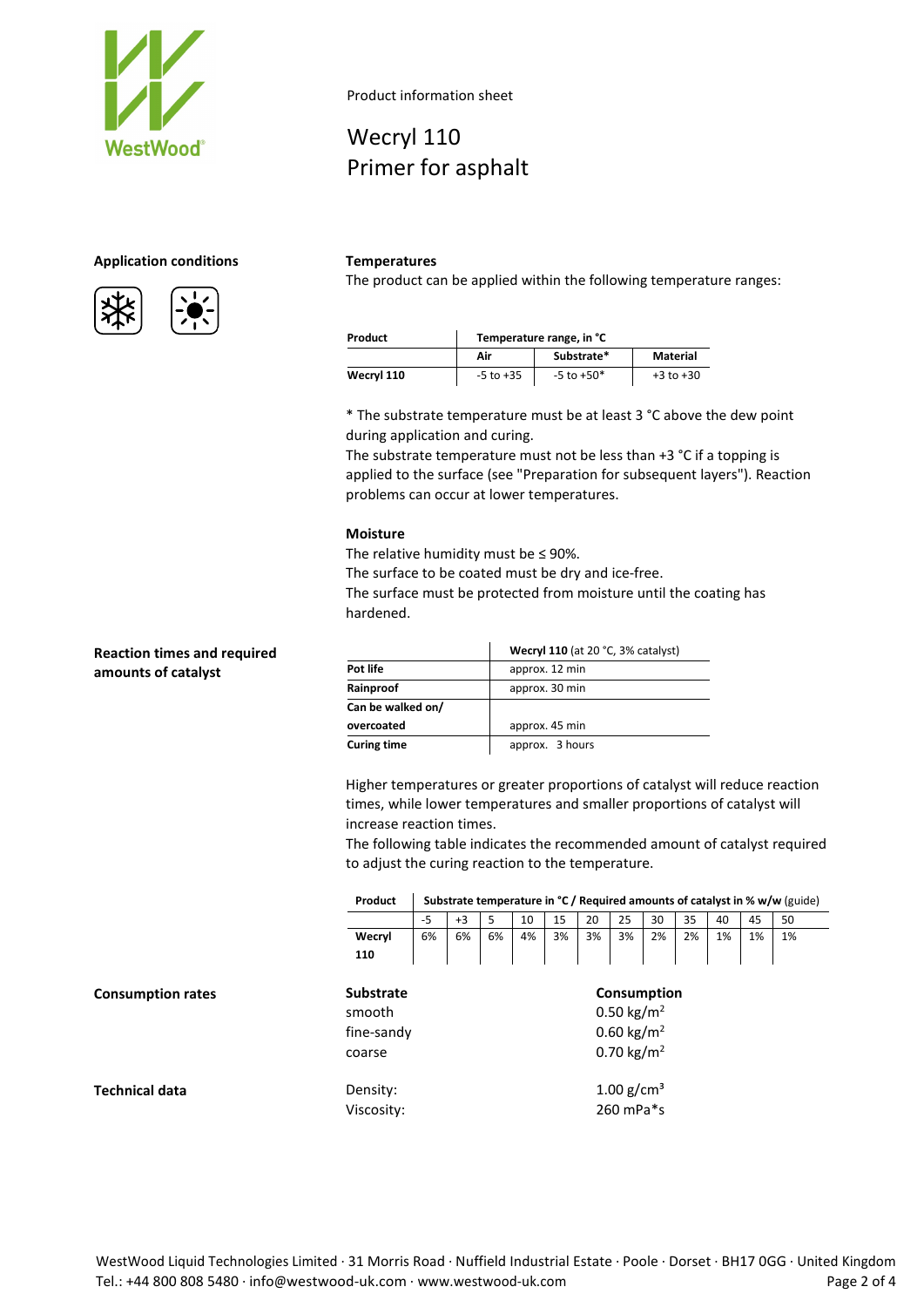Product information sheet

# Wecryl 110
# Primer for asphalt

## Application conditions

### Temperatures

The product can be applied within the following temperature ranges:

| Product | Temperature range, in °C | | |
|---|---|---|---|
| | Air | Substrate* | Material |
| Wecryl 110 | -5 to +35 | -5 to +50* | +3 to +30 |

* The substrate temperature must be at least 3 °C above the dew point during application and curing.
The substrate temperature must not be less than +3 °C if a topping is applied to the surface (see "Preparation for subsequent layers"). Reaction problems can occur at lower temperatures.

### Moisture

The relative humidity must be ≤ 90%.
The surface to be coated must be dry and ice-free.
The surface must be protected from moisture until the coating has hardened.

## Reaction times and required amounts of catalyst

| | **Wecryl 110** (at 20 °C, 3% catalyst) |
|---|---|
| **Pot life** | approx. 12 min |
| **Rainproof** | approx. 30 min |
| **Can be walked on/ overcoated** | approx. 45 min |
| **Curing time** | approx. 3 hours |

Higher temperatures or greater proportions of catalyst will reduce reaction times, while lower temperatures and smaller proportions of catalyst will increase reaction times.
The following table indicates the recommended amount of catalyst required to adjust the curing reaction to the temperature.

| Product | Substrate temperature in °C / Required amounts of catalyst in % w/w (guide) | | | | | | | | | | | |
|---|---|---|---|---|---|---|---|---|---|---|---|---|
| | -5 | +3 | 5 | 10 | 15 | 20 | 25 | 30 | 35 | 40 | 45 | 50 |
| Wecryl 110 | 6% | 6% | 6% | 4% | 3% | 3% | 3% | 2% | 2% | 1% | 1% | 1% |

## Consumption rates

| Substrate | Consumption |
|---|---|
| smooth | 0.50 kg/m² |
| fine-sandy | 0.60 kg/m² |
| coarse | 0.70 kg/m² |

## Technical data

| | |
|---|---|
| Density: | 1.00 g/cm³ |
| Viscosity: | 260 mPa*s |

WestWood Liquid Technologies Limited · 31 Morris Road · Nuffield Industrial Estate · Poole · Dorset · BH17 0GG · United Kingdom
Tel.: +44 800 808 5480 · info@westwood-uk.com · www.westwood-uk.com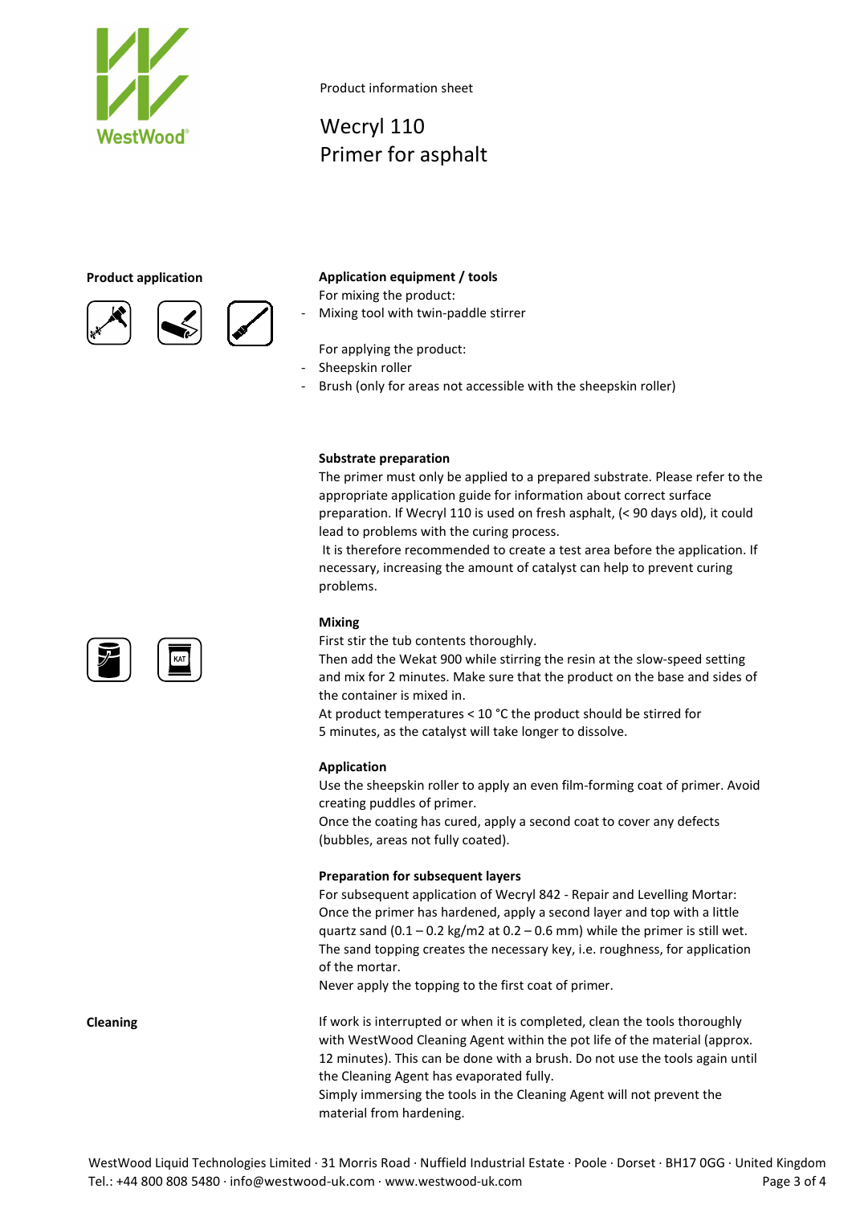Product information sheet

# Wecryl 110
# Primer for asphalt

**Product application**

**Application equipment / tools**

For mixing the product:

- Mixing tool with twin-paddle stirrer

For applying the product:

- Sheepskin roller
- Brush (only for areas not accessible with the sheepskin roller)

**Substrate preparation**

The primer must only be applied to a prepared substrate. Please refer to the appropriate application guide for information about correct surface preparation. If Wecryl 110 is used on fresh asphalt, (< 90 days old), it could lead to problems with the curing process.

It is therefore recommended to create a test area before the application. If necessary, increasing the amount of catalyst can help to prevent curing problems.

**Mixing**

First stir the tub contents thoroughly.

Then add the Wekat 900 while stirring the resin at the slow-speed setting and mix for 2 minutes. Make sure that the product on the base and sides of the container is mixed in.

At product temperatures < 10 °C the product should be stirred for 5 minutes, as the catalyst will take longer to dissolve.

**Application**

Use the sheepskin roller to apply an even film-forming coat of primer. Avoid creating puddles of primer.

Once the coating has cured, apply a second coat to cover any defects (bubbles, areas not fully coated).

**Preparation for subsequent layers**

For subsequent application of Wecryl 842 - Repair and Levelling Mortar: Once the primer has hardened, apply a second layer and top with a little quartz sand (0.1 – 0.2 kg/m2 at 0.2 – 0.6 mm) while the primer is still wet. The sand topping creates the necessary key, i.e. roughness, for application of the mortar.

Never apply the topping to the first coat of primer.

**Cleaning**

If work is interrupted or when it is completed, clean the tools thoroughly with WestWood Cleaning Agent within the pot life of the material (approx. 12 minutes). This can be done with a brush. Do not use the tools again until the Cleaning Agent has evaporated fully.

Simply immersing the tools in the Cleaning Agent will not prevent the material from hardening.

WestWood Liquid Technologies Limited · 31 Morris Road · Nuffield Industrial Estate · Poole · Dorset · BH17 0GG · United Kingdom
Tel.: +44 800 808 5480 · info@westwood-uk.com · www.westwood-uk.com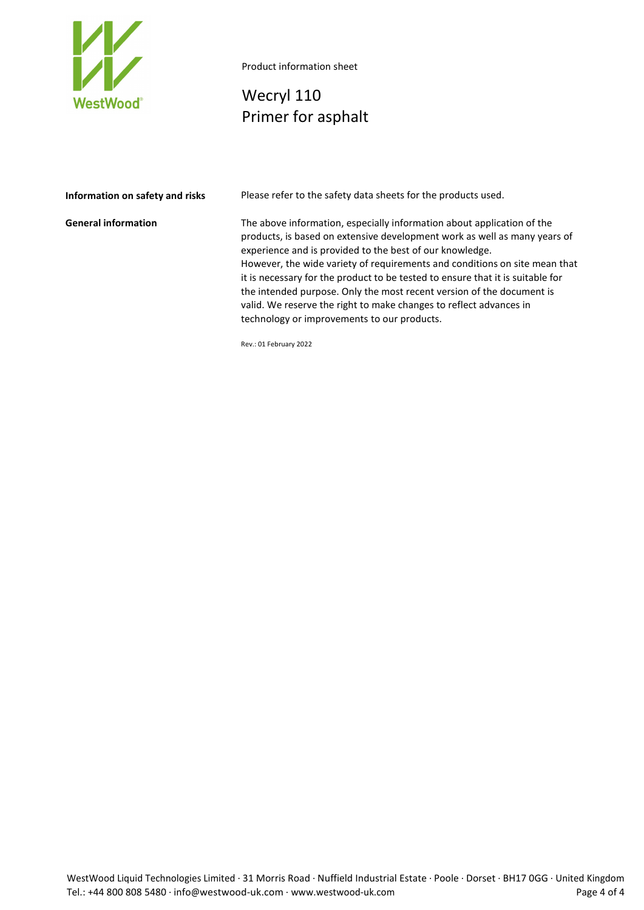Product information sheet

# Wecryl 110
## Primer for asphalt

| | |
|---|---|
| **Information on safety and risks** | Please refer to the safety data sheets for the products used. |
| **General information** | The above information, especially information about application of the products, is based on extensive development work as well as many years of experience and is provided to the best of our knowledge. However, the wide variety of requirements and conditions on site mean that it is necessary for the product to be tested to ensure that it is suitable for the intended purpose. Only the most recent version of the document is valid. We reserve the right to make changes to reflect advances in technology or improvements to our products. |

Rev.: 01 February 2022

WestWood Liquid Technologies Limited · 31 Morris Road · Nuffield Industrial Estate · Poole · Dorset · BH17 0GG · United Kingdom
Tel.: +44 800 808 5480 · info@westwood-uk.com · www.westwood-uk.com